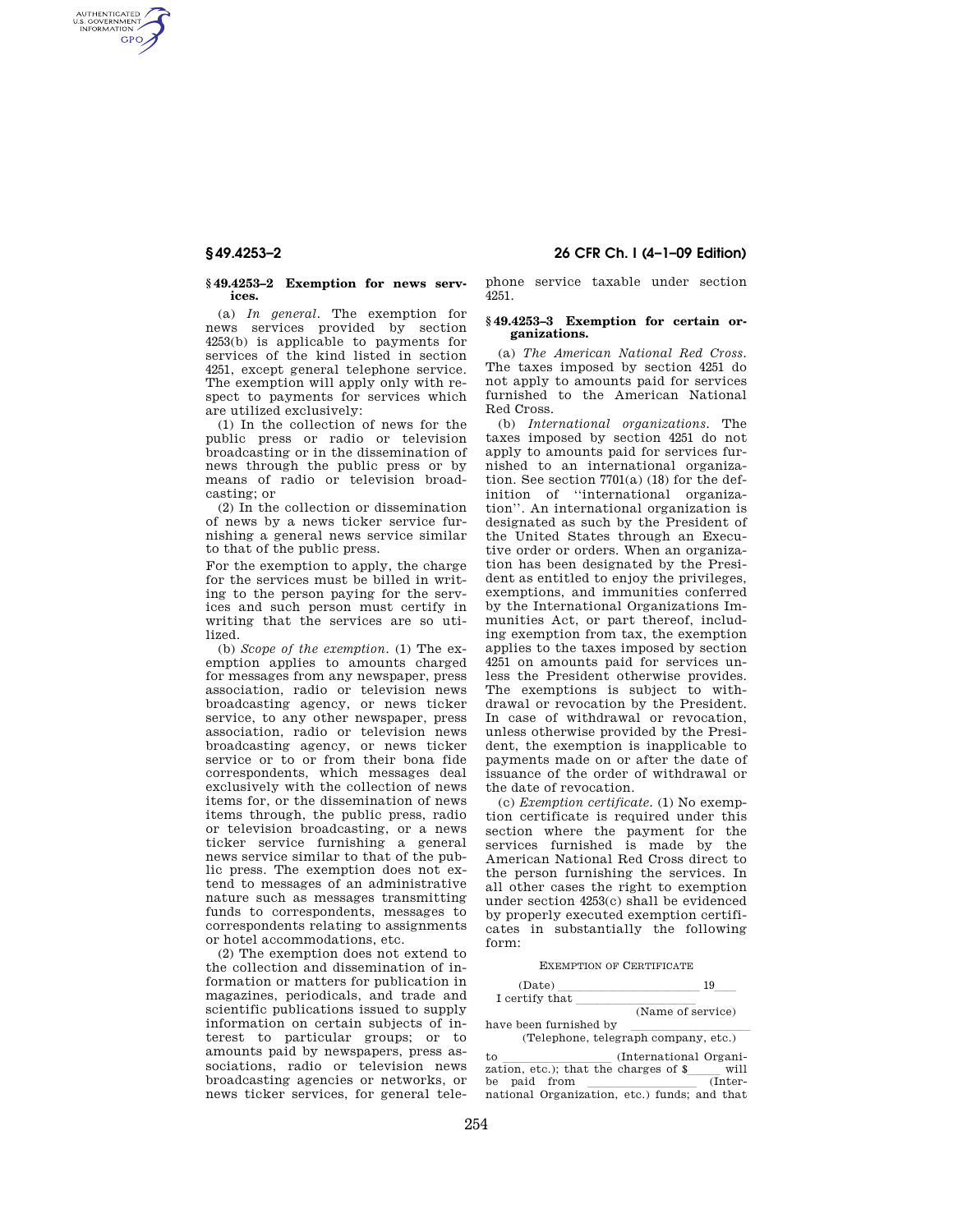### § 49.4253–2 Exemption for news services.

(a) *In general.* The exemption for news services provided by section 4253(b) is applicable to payments for services of the kind listed in section 4251, except general telephone service. The exemption will apply only with respect to payments for services which are utilized exclusively:

(1) In the collection of news for the public press or radio or television broadcasting or in the dissemination of news through the public press or by means of radio or television broadcasting; or

(2) In the collection or dissemination of news by a news ticker service furnishing a general news service similar to that of the public press.

For the exemption to apply, the charge for the services must be billed in writing to the person paying for the services and such person must certify in writing that the services are so utilized.

(b) *Scope of the exemption.* (1) The exemption applies to amounts charged for messages from any newspaper, press association, radio or television news broadcasting agency, or news ticker service, to any other newspaper, press association, radio or television news broadcasting agency, or news ticker service or to or from their bona fide correspondents, which messages deal exclusively with the collection of news items for, or the dissemination of news items through, the public press, radio or television broadcasting, or a news ticker service furnishing a general news service similar to that of the public press. The exemption does not extend to messages of an administrative nature such as messages transmitting funds to correspondents, messages to correspondents relating to assignments or hotel accommodations, etc.

(2) The exemption does not extend to the collection and dissemination of information or matters for publication in magazines, periodicals, and trade and scientific publications issued to supply information on certain subjects of interest to particular groups; or to amounts paid by newspapers, press associations, radio or television news broadcasting agencies or networks, or news ticker services, for general telephone service taxable under section 4251.

### § 49.4253–3 Exemption for certain organizations.

(a) *The American National Red Cross.* The taxes imposed by section 4251 do not apply to amounts paid for services furnished to the American National Red Cross.

(b) *International organizations.* The taxes imposed by section 4251 do not apply to amounts paid for services furnished to an international organization. See section 7701(a) (18) for the definition of "international organization". An international organization is designated as such by the President of the United States through an Executive order or orders. When an organization has been designated by the President as entitled to enjoy the privileges, exemptions, and immunities conferred by the International Organizations Immunities Act, or part thereof, including exemption from tax, the exemption applies to the taxes imposed by section 4251 on amounts paid for services unless the President otherwise provides. The exemptions is subject to withdrawal or revocation by the President. In case of withdrawal or revocation, unless otherwise provided by the President, the exemption is inapplicable to payments made on or after the date of issuance of the order of withdrawal or the date of revocation.

(c) *Exemption certificate.* (1) No exemption certificate is required under this section where the payment for the services furnished is made by the American National Red Cross direct to the person furnishing the services. In all other cases the right to exemption under section 4253(c) shall be evidenced by properly executed exemption certificates in substantially the following form:

EXEMPTION OF CERTIFICATE

(Date) ____________________ 19___

I certify that ____________________ (Name of service) have been furnished by ____________________ (Telephone, telegraph company, etc.) to ____________________ (International Organization, etc.); that the charges of $_____ will be paid from ____________________ (International Organization, etc.) funds; and that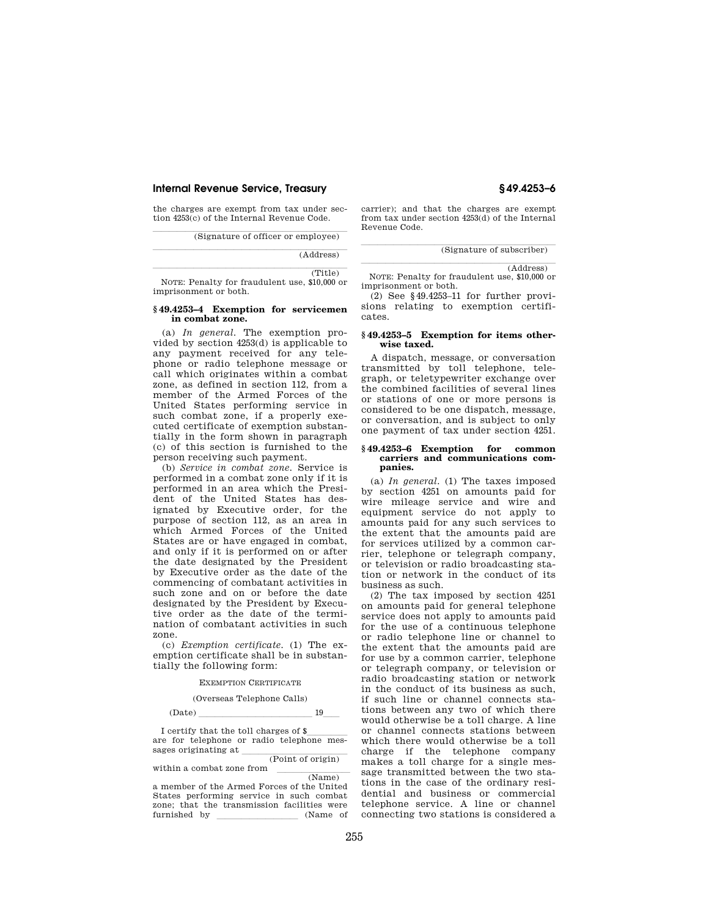the charges are exempt from tax under section 4253(c) of the Internal Revenue Code.

\_\_\_\_\_\_\_\_\_\_\_\_\_\_\_\_\_\_\_\_\_\_\_\_\_\_\_\_\_\_\_\_\_\_\_\_\_\_\_\_\_\_\_\_

(Signature of officer or employee)

\_\_\_\_\_\_\_\_\_\_\_\_\_\_\_\_\_\_\_\_\_\_\_\_\_\_\_\_\_\_\_\_\_\_\_\_\_\_\_\_\_\_\_\_

(Address)

\_\_\_\_\_\_\_\_\_\_\_\_\_\_\_\_\_\_\_\_\_\_\_\_\_\_\_\_\_\_\_\_\_\_\_\_\_\_\_\_\_\_\_\_

(Title)

NOTE: Penalty for fraudulent use, $10,000 or imprisonment or both.

### § 49.4253–4 Exemption for servicemen in combat zone.

(a) *In general.* The exemption provided by section 4253(d) is applicable to any payment received for any telephone message or radio telephone message or call which originates within a combat zone, as defined in section 112, from a member of the Armed Forces of the United States performing service in such combat zone, if a properly executed certificate of exemption substantially in the form shown in paragraph (c) of this section is furnished to the person receiving such payment.

(b) *Service in combat zone.* Service is performed in a combat zone only if it is performed in an area which the President of the United States has designated by Executive order, for the purpose of section 112, as an area in which Armed Forces of the United States are or have engaged in combat, and only if it is performed on or after the date designated by the President by Executive order as the date of the commencing of combatant activities in such zone and on or before the date designated by the President by Executive order as the date of the termination of combatant activities in such zone.

(c) *Exemption certificate.* (1) The exemption certificate shall be in substantially the following form:

EXEMPTION CERTIFICATE

(Overseas Telephone Calls)

(Date) \_\_\_\_\_\_\_\_\_\_\_\_\_\_\_\_\_\_\_\_\_\_\_\_\_\_ 19\_\_\_\_

I certify that the toll charges of $\_\_\_\_\_\_\_\_\_ are for telephone or radio telephone messages originating at \_\_\_\_\_\_\_\_\_\_\_\_\_\_\_\_\_\_\_\_\_\_ (Point of origin) within a combat zone from \_\_\_\_\_\_\_\_\_\_\_\_\_\_ (Name) a member of the Armed Forces of the United States performing service in such combat zone; that the transmission facilities were furnished by \_\_\_\_\_\_\_\_\_\_\_\_\_\_\_\_\_\_ (Name of carrier); and that the charges are exempt from tax under section 4253(d) of the Internal Revenue Code.

\_\_\_\_\_\_\_\_\_\_\_\_\_\_\_\_\_\_\_\_\_\_\_\_\_\_\_\_\_\_\_\_\_\_\_\_\_\_\_\_\_\_\_\_

(Signature of subscriber)

\_\_\_\_\_\_\_\_\_\_\_\_\_\_\_\_\_\_\_\_\_\_\_\_\_\_\_\_\_\_\_\_\_\_\_\_\_\_\_\_\_\_\_\_

(Address)

NOTE: Penalty for fraudulent use, $10,000 or imprisonment or both.

(2) See § 49.4253–11 for further provisions relating to exemption certificates.

### § 49.4253–5 Exemption for items otherwise taxed.

A dispatch, message, or conversation transmitted by toll telephone, telegraph, or teletypewriter exchange over the combined facilities of several lines or stations of one or more persons is considered to be one dispatch, message, or conversation, and is subject to only one payment of tax under section 4251.

### § 49.4253–6 Exemption for common carriers and communications companies.

(a) *In general.* (1) The taxes imposed by section 4251 on amounts paid for wire mileage service and wire and equipment service do not apply to amounts paid for any such services to the extent that the amounts paid are for services utilized by a common carrier, telephone or telegraph company, or television or radio broadcasting station or network in the conduct of its business as such.

(2) The tax imposed by section 4251 on amounts paid for general telephone service does not apply to amounts paid for the use of a continuous telephone or radio telephone line or channel to the extent that the amounts paid are for use by a common carrier, telephone or telegraph company, or television or radio broadcasting station or network in the conduct of its business as such, if such line or channel connects stations between any two of which there would otherwise be a toll charge. A line or channel connects stations between which there would otherwise be a toll charge if the telephone company makes a toll charge for a single message transmitted between the two stations in the case of the ordinary residential and business or commercial telephone service. A line or channel connecting two stations is considered a